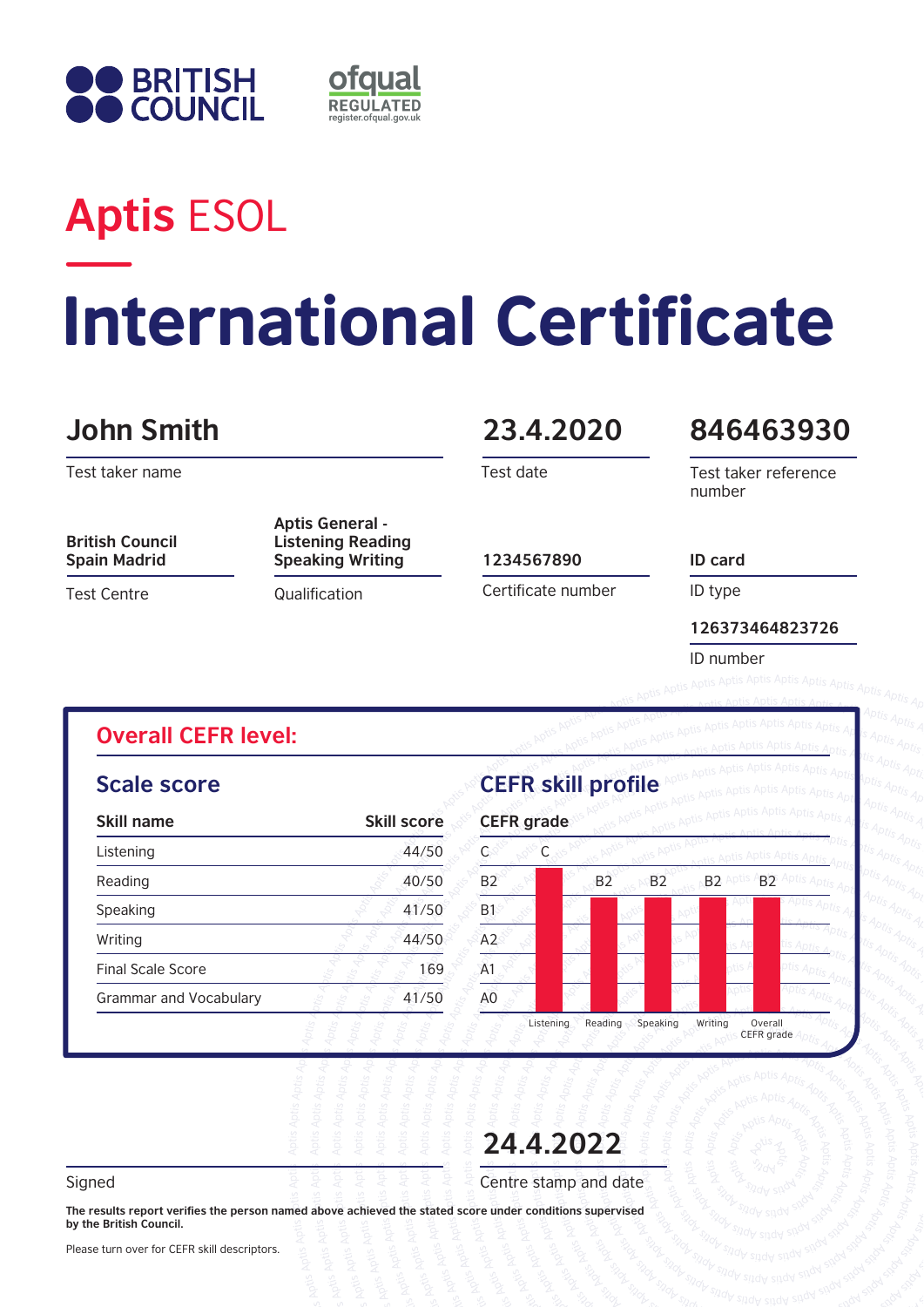BRITISH COUNCIL

ofqual REGULATED register.ofqual.gov.uk

# Aptis ESOL

# International Certificate

| | | | |
|---|---|---|---|
| **John Smith** | | **23.4.2020** | **846463930** |
| Test taker name | | Test date | Test taker reference number |
| **British Council Spain Madrid** | **Aptis General - Listening Reading Speaking Writing** | **1234567890** | **ID card** |
| Test Centre | Qualification | Certificate number | ID type |
| | | | **126373464823726** |
| | | | ID number |

## Overall CEFR level:

### Scale score

| Skill name | Skill score |
|---|---|
| Listening | 44/50 |
| Reading | 40/50 |
| Speaking | 41/50 |
| Writing | 44/50 |
| Final Scale Score | 169 |
| Grammar and Vocabulary | 41/50 |

### CEFR skill profile

| CEFR grade | Listening | Reading | Speaking | Writing | Overall CEFR grade |
|---|---|---|---|---|---|
| | C | B2 | B2 | B2 | B2 |

**24.4.2022**

Signed

Centre stamp and date

**The results report verifies the person named above achieved the stated score under conditions supervised by the British Council.**

Please turn over for CEFR skill descriptors.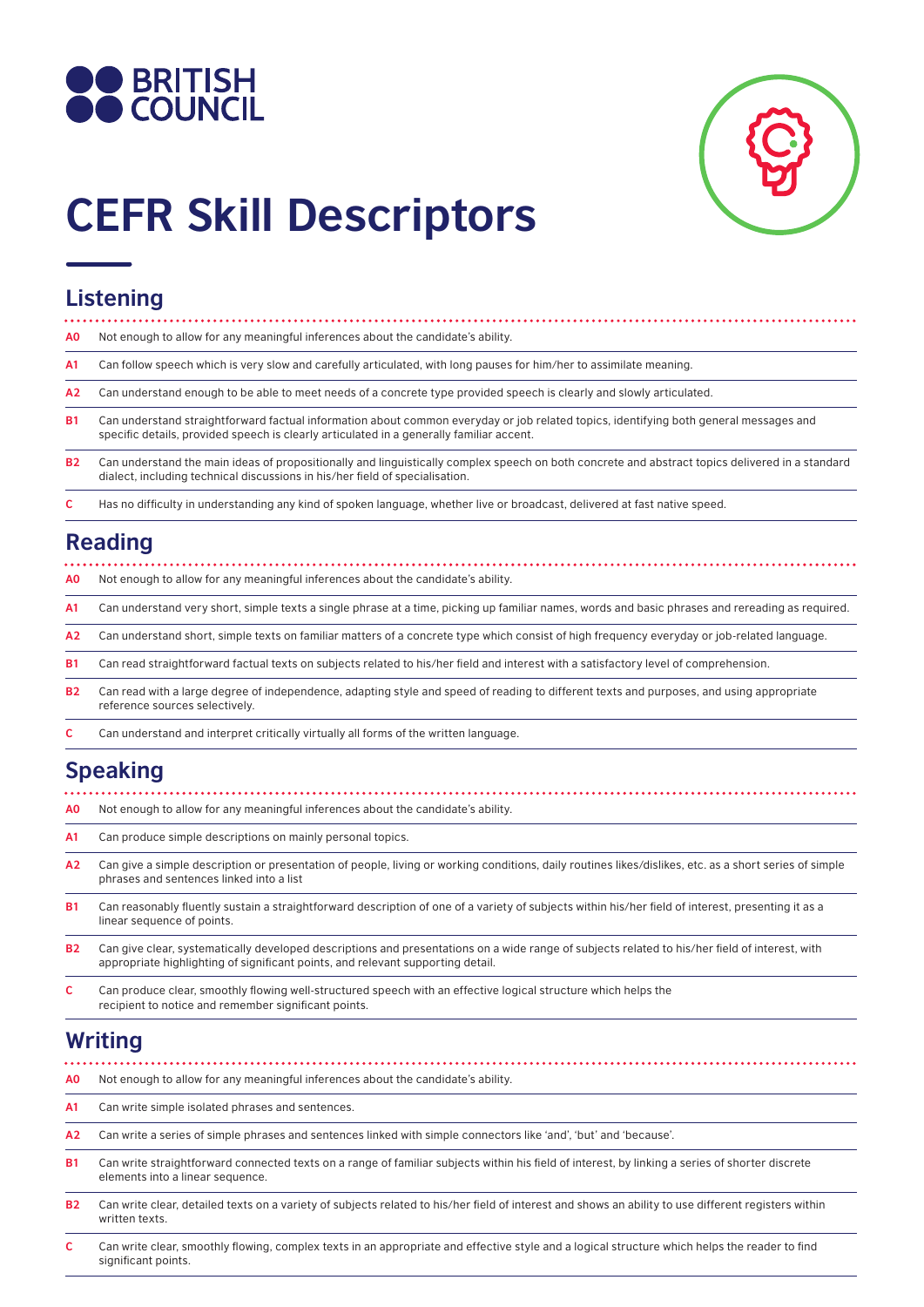BRITISH COUNCIL

# CEFR Skill Descriptors

## Listening

| | |
|---|---|
| A0 | Not enough to allow for any meaningful inferences about the candidate's ability. |
| A1 | Can follow speech which is very slow and carefully articulated, with long pauses for him/her to assimilate meaning. |
| A2 | Can understand enough to be able to meet needs of a concrete type provided speech is clearly and slowly articulated. |
| B1 | Can understand straightforward factual information about common everyday or job related topics, identifying both general messages and specific details, provided speech is clearly articulated in a generally familiar accent. |
| B2 | Can understand the main ideas of propositionally and linguistically complex speech on both concrete and abstract topics delivered in a standard dialect, including technical discussions in his/her field of specialisation. |
| C | Has no difficulty in understanding any kind of spoken language, whether live or broadcast, delivered at fast native speed. |

## Reading

| | |
|---|---|
| A0 | Not enough to allow for any meaningful inferences about the candidate's ability. |
| A1 | Can understand very short, simple texts a single phrase at a time, picking up familiar names, words and basic phrases and rereading as required. |
| A2 | Can understand short, simple texts on familiar matters of a concrete type which consist of high frequency everyday or job-related language. |
| B1 | Can read straightforward factual texts on subjects related to his/her field and interest with a satisfactory level of comprehension. |
| B2 | Can read with a large degree of independence, adapting style and speed of reading to different texts and purposes, and using appropriate reference sources selectively. |
| C | Can understand and interpret critically virtually all forms of the written language. |

## Speaking

| | |
|---|---|
| A0 | Not enough to allow for any meaningful inferences about the candidate's ability. |
| A1 | Can produce simple descriptions on mainly personal topics. |
| A2 | Can give a simple description or presentation of people, living or working conditions, daily routines likes/dislikes, etc. as a short series of simple phrases and sentences linked into a list |
| B1 | Can reasonably fluently sustain a straightforward description of one of a variety of subjects within his/her field of interest, presenting it as a linear sequence of points. |
| B2 | Can give clear, systematically developed descriptions and presentations on a wide range of subjects related to his/her field of interest, with appropriate highlighting of significant points, and relevant supporting detail. |
| C | Can produce clear, smoothly flowing well-structured speech with an effective logical structure which helps the recipient to notice and remember significant points. |

## Writing

| | |
|---|---|
| A0 | Not enough to allow for any meaningful inferences about the candidate's ability. |
| A1 | Can write simple isolated phrases and sentences. |
| A2 | Can write a series of simple phrases and sentences linked with simple connectors like 'and', 'but' and 'because'. |
| B1 | Can write straightforward connected texts on a range of familiar subjects within his field of interest, by linking a series of shorter discrete elements into a linear sequence. |
| B2 | Can write clear, detailed texts on a variety of subjects related to his/her field of interest and shows an ability to use different registers within written texts. |
| C | Can write clear, smoothly flowing, complex texts in an appropriate and effective style and a logical structure which helps the reader to find significant points. |